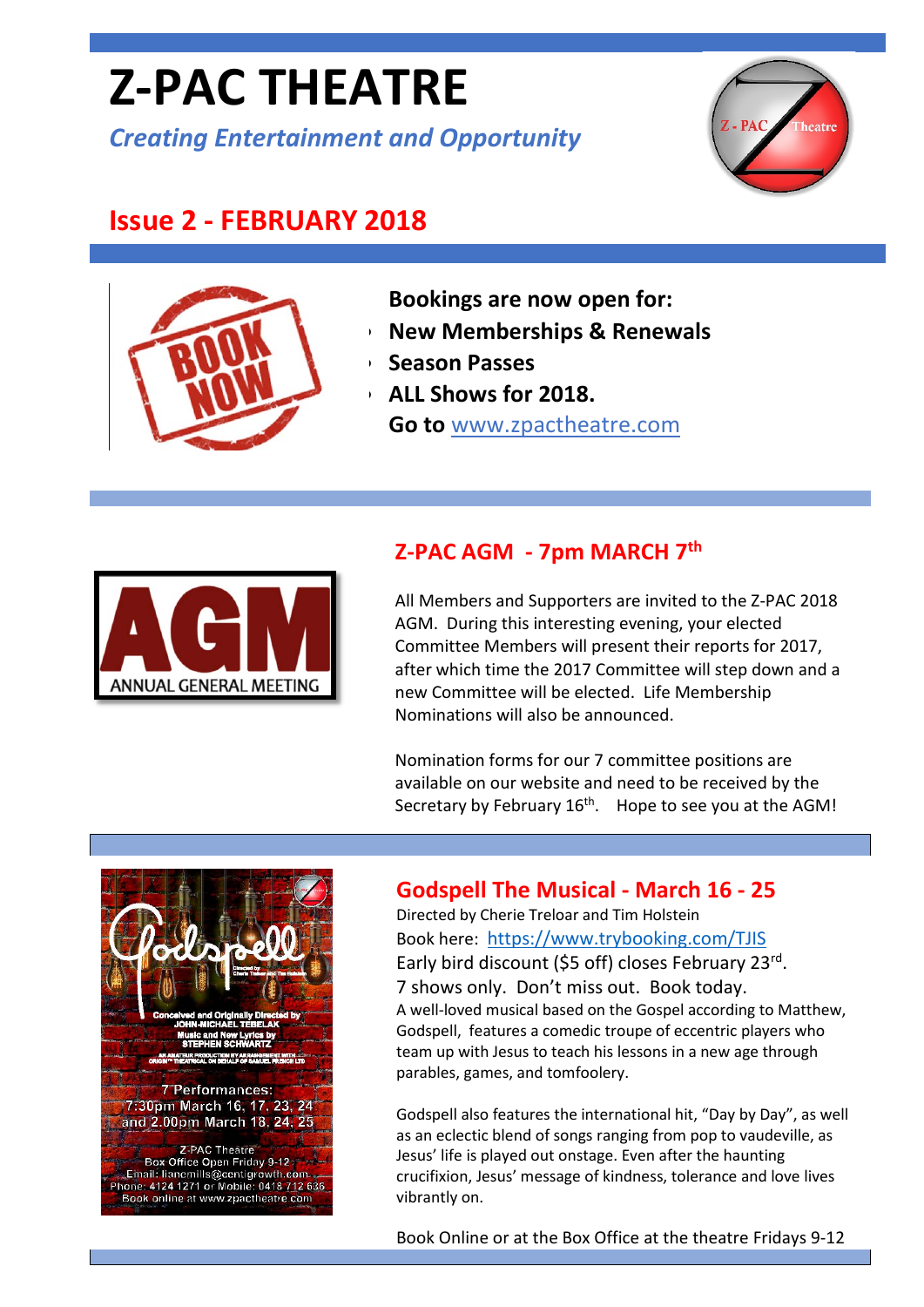# Z-PAC THEATRE

*Creating Entertainment and Opportunity*

## Issue 2 - FEBRUARY 2018

**Bookings are now open for:**

- **New Memberships & Renewals**
- **Season Passes**
- **ALL Shows for 2018.**

**Go to** www.zpactheatre.com

## Z-PAC AGM - 7pm MARCH 7th

All Members and Supporters are invited to the Z-PAC 2018 AGM. During this interesting evening, your elected Committee Members will present their reports for 2017, after which time the 2017 Committee will step down and a new Committee will be elected. Life Membership Nominations will also be announced.

Nomination forms for our 7 committee positions are available on our website and need to be received by the Secretary by February 16th. Hope to see you at the AGM!

## Godspell The Musical - March 16 - 25

Directed by Cherie Treloar and Tim Holstein

Book here: https://www.trybooking.com/TJIS

Early bird discount ($5 off) closes February 23rd.

7 shows only. Don't miss out. Book today.

A well-loved musical based on the Gospel according to Matthew, Godspell, features a comedic troupe of eccentric players who team up with Jesus to teach his lessons in a new age through parables, games, and tomfoolery.

Godspell also features the international hit, "Day by Day", as well as an eclectic blend of songs ranging from pop to vaudeville, as Jesus' life is played out onstage. Even after the haunting crucifixion, Jesus' message of kindness, tolerance and love lives vibrantly on.

Book Online or at the Box Office at the theatre Fridays 9-12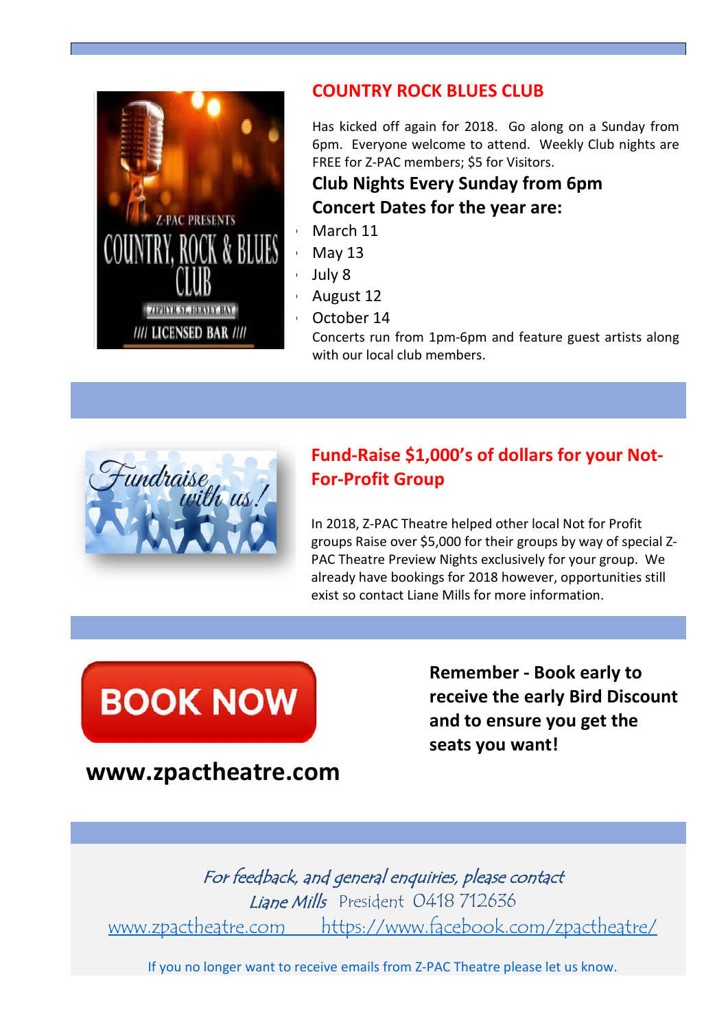## COUNTRY ROCK BLUES CLUB

Has kicked off again for 2018. Go along on a Sunday from 6pm. Everyone welcome to attend. Weekly Club nights are FREE for Z-PAC members; $5 for Visitors.

**Club Nights Every Sunday from 6pm**

**Concert Dates for the year are:**

- March 11
- May 13
- July 8
- August 12
- October 14

Concerts run from 1pm-6pm and feature guest artists along with our local club members.

## Fund-Raise $1,000's of dollars for your Not-For-Profit Group

In 2018, Z-PAC Theatre helped other local Not for Profit groups Raise over $5,000 for their groups by way of special Z-PAC Theatre Preview Nights exclusively for your group. We already have bookings for 2018 however, opportunities still exist so contact Liane Mills for more information.

**BOOK NOW**

**www.zpactheatre.com**

**Remember - Book early to receive the early Bird Discount and to ensure you get the seats you want!**

*For feedback, and general enquiries, please contact*

*Liane Mills* President 0418 712636

www.zpactheatre.com https://www.facebook.com/zpactheatre/

If you no longer want to receive emails from Z-PAC Theatre please let us know.